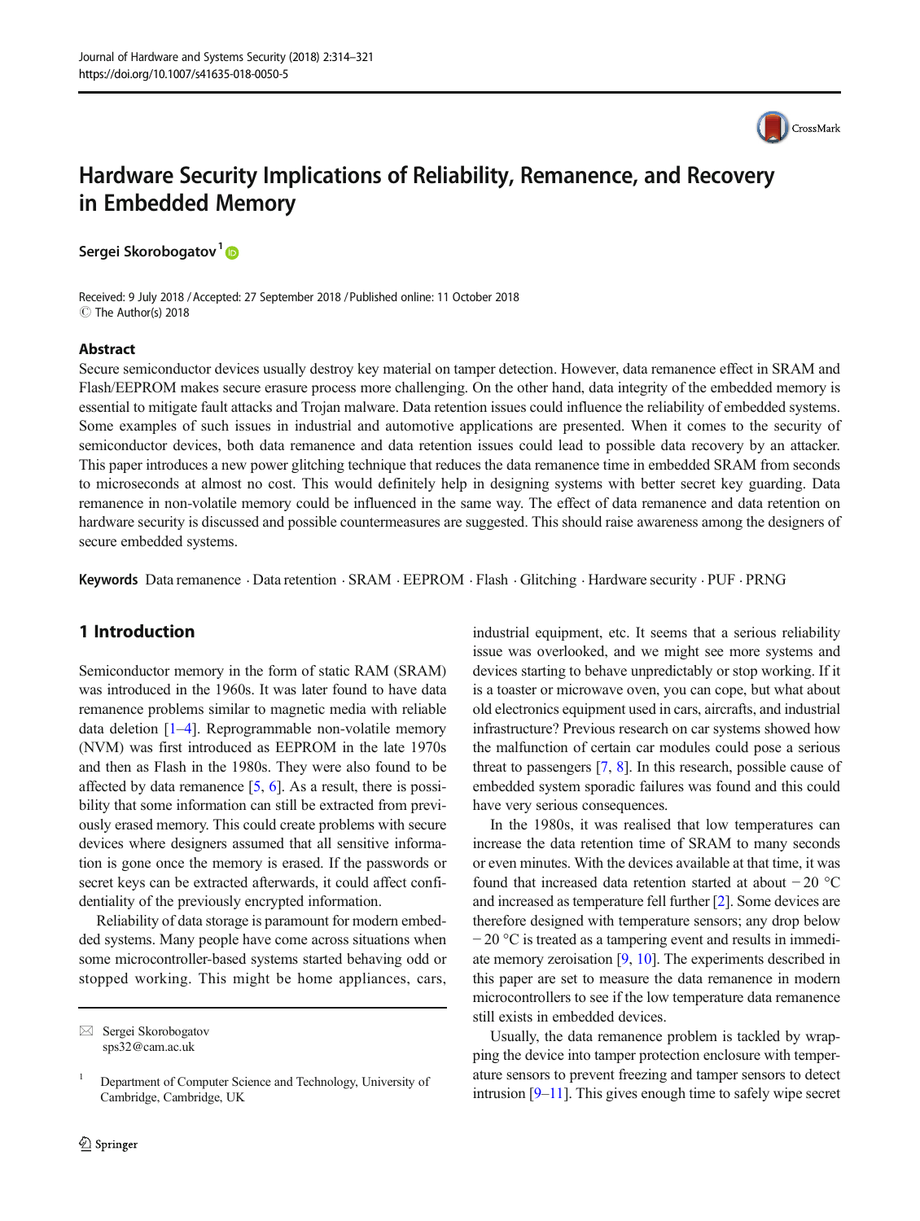# Hardware Security Implications of Reliability, Remanence, and Recovery in Embedded Memory

**Sergei Skorobogatov**[1]

Received: 9 July 2018 / Accepted: 27 September 2018 / Published online: 11 October 2018
© The Author(s) 2018

## Abstract

Secure semiconductor devices usually destroy key material on tamper detection. However, data remanence effect in SRAM and Flash/EEPROM makes secure erasure process more challenging. On the other hand, data integrity of the embedded memory is essential to mitigate fault attacks and Trojan malware. Data retention issues could influence the reliability of embedded systems. Some examples of such issues in industrial and automotive applications are presented. When it comes to the security of semiconductor devices, both data remanence and data retention issues could lead to possible data recovery by an attacker. This paper introduces a new power glitching technique that reduces the data remanence time in embedded SRAM from seconds to microseconds at almost no cost. This would definitely help in designing systems with better secret key guarding. Data remanence in non-volatile memory could be influenced in the same way. The effect of data remanence and data retention on hardware security is discussed and possible countermeasures are suggested. This should raise awareness among the designers of secure embedded systems.

**Keywords** Data remanence · Data retention · SRAM · EEPROM · Flash · Glitching · Hardware security · PUF · PRNG

## 1 Introduction

Semiconductor memory in the form of static RAM (SRAM) was introduced in the 1960s. It was later found to have data remanence problems similar to magnetic media with reliable data deletion [1–4]. Reprogrammable non-volatile memory (NVM) was first introduced as EEPROM in the late 1970s and then as Flash in the 1980s. They were also found to be affected by data remanence [5, 6]. As a result, there is possibility that some information can still be extracted from previously erased memory. This could create problems with secure devices where designers assumed that all sensitive information is gone once the memory is erased. If the passwords or secret keys can be extracted afterwards, it could affect confidentiality of the previously encrypted information.

Reliability of data storage is paramount for modern embedded systems. Many people have come across situations when some microcontroller-based systems started behaving odd or stopped working. This might be home appliances, cars, industrial equipment, etc. It seems that a serious reliability issue was overlooked, and we might see more systems and devices starting to behave unpredictably or stop working. If it is a toaster or microwave oven, you can cope, but what about old electronics equipment used in cars, aircrafts, and industrial infrastructure? Previous research on car systems showed how the malfunction of certain car modules could pose a serious threat to passengers [7, 8]. In this research, possible cause of embedded system sporadic failures was found and this could have very serious consequences.

In the 1980s, it was realised that low temperatures can increase the data retention time of SRAM to many seconds or even minutes. With the devices available at that time, it was found that increased data retention started at about −20 °C and increased as temperature fell further [2]. Some devices are therefore designed with temperature sensors; any drop below −20 °C is treated as a tampering event and results in immediate memory zeroisation [9, 10]. The experiments described in this paper are set to measure the data remanence in modern microcontrollers to see if the low temperature data remanence still exists in embedded devices.

Usually, the data remanence problem is tackled by wrapping the device into tamper protection enclosure with temperature sensors to prevent freezing and tamper sensors to detect intrusion [9–11]. This gives enough time to safely wipe secret

---

✉ Sergei Skorobogatov
sps32@cam.ac.uk

[1] Department of Computer Science and Technology, University of Cambridge, Cambridge, UK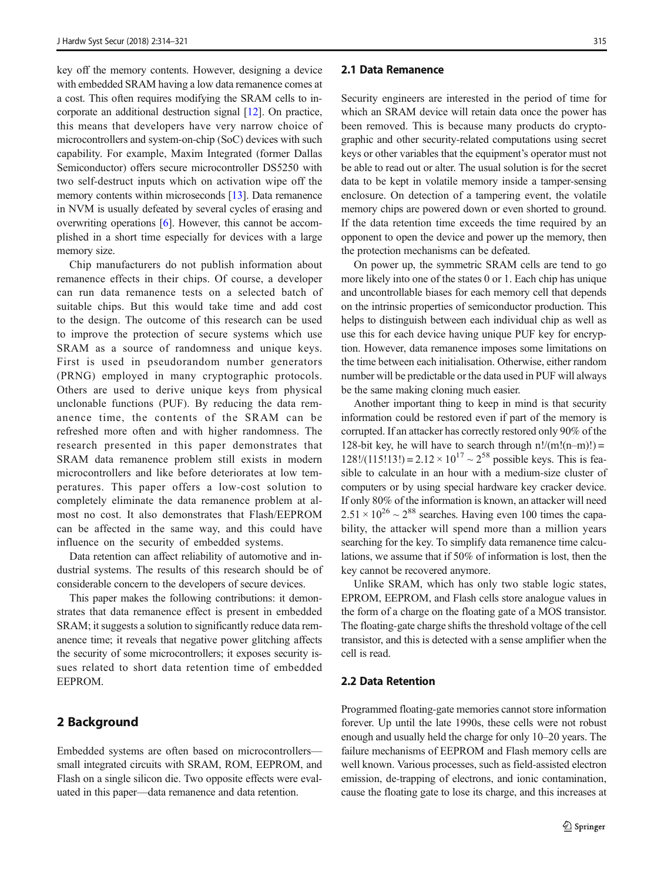key off the memory contents. However, designing a device with embedded SRAM having a low data remanence comes at a cost. This often requires modifying the SRAM cells to incorporate an additional destruction signal [12]. On practice, this means that developers have very narrow choice of microcontrollers and system-on-chip (SoC) devices with such capability. For example, Maxim Integrated (former Dallas Semiconductor) offers secure microcontroller DS5250 with two self-destruct inputs which on activation wipe off the memory contents within microseconds [13]. Data remanence in NVM is usually defeated by several cycles of erasing and overwriting operations [6]. However, this cannot be accomplished in a short time especially for devices with a large memory size.

Chip manufacturers do not publish information about remanence effects in their chips. Of course, a developer can run data remanence tests on a selected batch of suitable chips. But this would take time and add cost to the design. The outcome of this research can be used to improve the protection of secure systems which use SRAM as a source of randomness and unique keys. First is used in pseudorandom number generators (PRNG) employed in many cryptographic protocols. Others are used to derive unique keys from physical unclonable functions (PUF). By reducing the data remanence time, the contents of the SRAM can be refreshed more often and with higher randomness. The research presented in this paper demonstrates that SRAM data remanence problem still exists in modern microcontrollers and like before deteriorates at low temperatures. This paper offers a low-cost solution to completely eliminate the data remanence problem at almost no cost. It also demonstrates that Flash/EEPROM can be affected in the same way, and this could have influence on the security of embedded systems.

Data retention can affect reliability of automotive and industrial systems. The results of this research should be of considerable concern to the developers of secure devices.

This paper makes the following contributions: it demonstrates that data remanence effect is present in embedded SRAM; it suggests a solution to significantly reduce data remanence time; it reveals that negative power glitching affects the security of some microcontrollers; it exposes security issues related to short data retention time of embedded EEPROM.

## 2 Background

Embedded systems are often based on microcontrollers—small integrated circuits with SRAM, ROM, EEPROM, and Flash on a single silicon die. Two opposite effects were evaluated in this paper—data remanence and data retention.

### 2.1 Data Remanence

Security engineers are interested in the period of time for which an SRAM device will retain data once the power has been removed. This is because many products do cryptographic and other security-related computations using secret keys or other variables that the equipment's operator must not be able to read out or alter. The usual solution is for the secret data to be kept in volatile memory inside a tamper-sensing enclosure. On detection of a tampering event, the volatile memory chips are powered down or even shorted to ground. If the data retention time exceeds the time required by an opponent to open the device and power up the memory, then the protection mechanisms can be defeated.

On power up, the symmetric SRAM cells are tend to go more likely into one of the states 0 or 1. Each chip has unique and uncontrollable biases for each memory cell that depends on the intrinsic properties of semiconductor production. This helps to distinguish between each individual chip as well as use this for each device having unique PUF key for encryption. However, data remanence imposes some limitations on the time between each initialisation. Otherwise, either random number will be predictable or the data used in PUF will always be the same making cloning much easier.

Another important thing to keep in mind is that security information could be restored even if part of the memory is corrupted. If an attacker has correctly restored only 90% of the 128-bit key, he will have to search through $n!/(m!(n\text{–}m)!) = 128!/(115!13!) = 2.12 \times 10^{17} \sim 2^{58}$ possible keys. This is feasible to calculate in an hour with a medium-size cluster of computers or by using special hardware key cracker device. If only 80% of the information is known, an attacker will need $2.51 \times 10^{26} \sim 2^{88}$ searches. Having even 100 times the capability, the attacker will spend more than a million years searching for the key. To simplify data remanence time calculations, we assume that if 50% of information is lost, then the key cannot be recovered anymore.

Unlike SRAM, which has only two stable logic states, EPROM, EEPROM, and Flash cells store analogue values in the form of a charge on the floating gate of a MOS transistor. The floating-gate charge shifts the threshold voltage of the cell transistor, and this is detected with a sense amplifier when the cell is read.

### 2.2 Data Retention

Programmed floating-gate memories cannot store information forever. Up until the late 1990s, these cells were not robust enough and usually held the charge for only 10–20 years. The failure mechanisms of EEPROM and Flash memory cells are well known. Various processes, such as field-assisted electron emission, de-trapping of electrons, and ionic contamination, cause the floating gate to lose its charge, and this increases at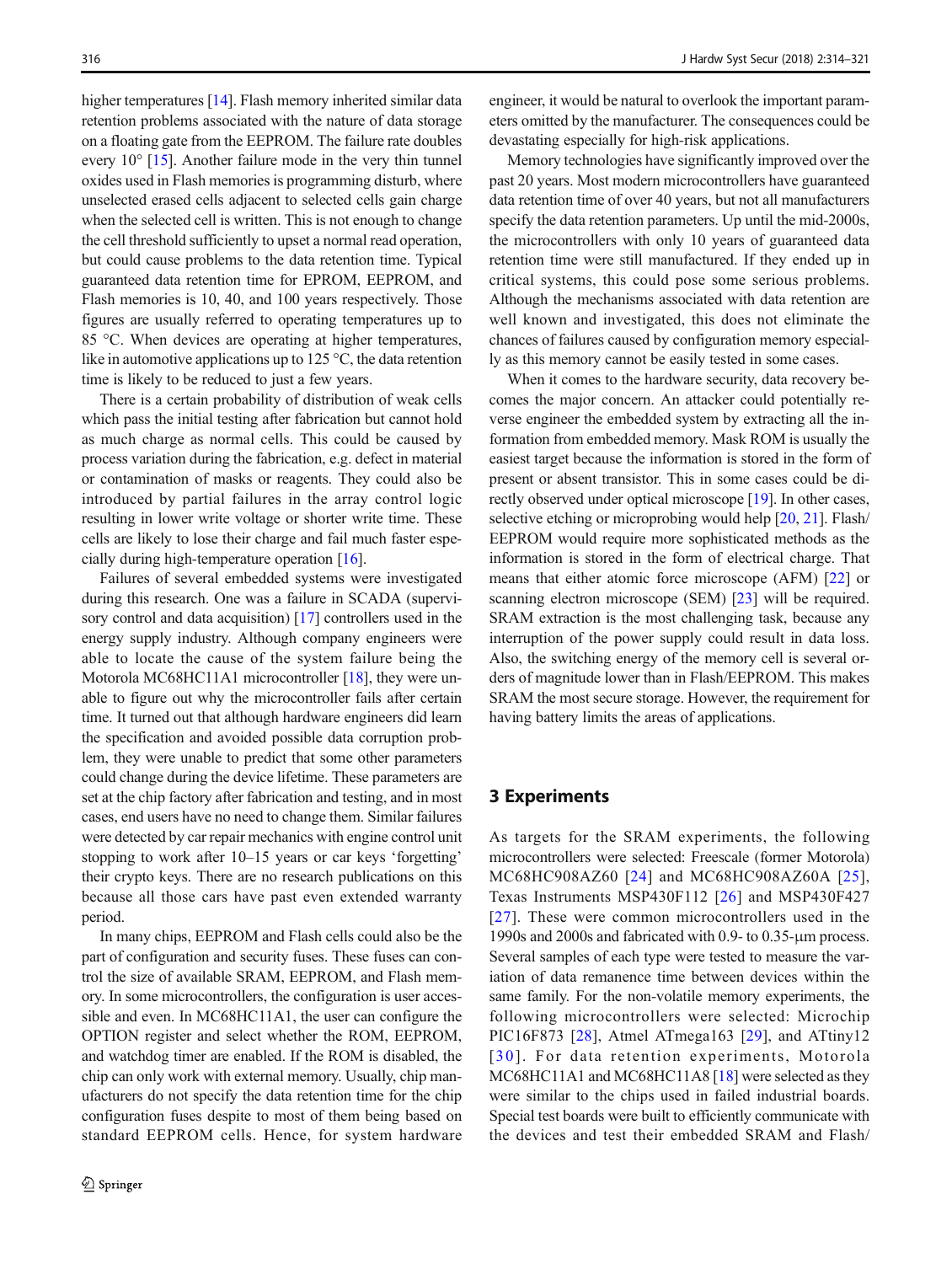higher temperatures [14]. Flash memory inherited similar data retention problems associated with the nature of data storage on a floating gate from the EEPROM. The failure rate doubles every 10° [15]. Another failure mode in the very thin tunnel oxides used in Flash memories is programming disturb, where unselected erased cells adjacent to selected cells gain charge when the selected cell is written. This is not enough to change the cell threshold sufficiently to upset a normal read operation, but could cause problems to the data retention time. Typical guaranteed data retention time for EPROM, EEPROM, and Flash memories is 10, 40, and 100 years respectively. Those figures are usually referred to operating temperatures up to 85 °C. When devices are operating at higher temperatures, like in automotive applications up to 125 °C, the data retention time is likely to be reduced to just a few years.

There is a certain probability of distribution of weak cells which pass the initial testing after fabrication but cannot hold as much charge as normal cells. This could be caused by process variation during the fabrication, e.g. defect in material or contamination of masks or reagents. They could also be introduced by partial failures in the array control logic resulting in lower write voltage or shorter write time. These cells are likely to lose their charge and fail much faster especially during high-temperature operation [16].

Failures of several embedded systems were investigated during this research. One was a failure in SCADA (supervisory control and data acquisition) [17] controllers used in the energy supply industry. Although company engineers were able to locate the cause of the system failure being the Motorola MC68HC11A1 microcontroller [18], they were unable to figure out why the microcontroller fails after certain time. It turned out that although hardware engineers did learn the specification and avoided possible data corruption problem, they were unable to predict that some other parameters could change during the device lifetime. These parameters are set at the chip factory after fabrication and testing, and in most cases, end users have no need to change them. Similar failures were detected by car repair mechanics with engine control unit stopping to work after 10–15 years or car keys 'forgetting' their crypto keys. There are no research publications on this because all those cars have past even extended warranty period.

In many chips, EEPROM and Flash cells could also be the part of configuration and security fuses. These fuses can control the size of available SRAM, EEPROM, and Flash memory. In some microcontrollers, the configuration is user accessible and even. In MC68HC11A1, the user can configure the OPTION register and select whether the ROM, EEPROM, and watchdog timer are enabled. If the ROM is disabled, the chip can only work with external memory. Usually, chip manufacturers do not specify the data retention time for the chip configuration fuses despite to most of them being based on standard EEPROM cells. Hence, for system hardware engineer, it would be natural to overlook the important parameters omitted by the manufacturer. The consequences could be devastating especially for high-risk applications.

Memory technologies have significantly improved over the past 20 years. Most modern microcontrollers have guaranteed data retention time of over 40 years, but not all manufacturers specify the data retention parameters. Up until the mid-2000s, the microcontrollers with only 10 years of guaranteed data retention time were still manufactured. If they ended up in critical systems, this could pose some serious problems. Although the mechanisms associated with data retention are well known and investigated, this does not eliminate the chances of failures caused by configuration memory especially as this memory cannot be easily tested in some cases.

When it comes to the hardware security, data recovery becomes the major concern. An attacker could potentially reverse engineer the embedded system by extracting all the information from embedded memory. Mask ROM is usually the easiest target because the information is stored in the form of present or absent transistor. This in some cases could be directly observed under optical microscope [19]. In other cases, selective etching or microprobing would help [20, 21]. Flash/EEPROM would require more sophisticated methods as the information is stored in the form of electrical charge. That means that either atomic force microscope (AFM) [22] or scanning electron microscope (SEM) [23] will be required. SRAM extraction is the most challenging task, because any interruption of the power supply could result in data loss. Also, the switching energy of the memory cell is several orders of magnitude lower than in Flash/EEPROM. This makes SRAM the most secure storage. However, the requirement for having battery limits the areas of applications.

## 3 Experiments

As targets for the SRAM experiments, the following microcontrollers were selected: Freescale (former Motorola) MC68HC908AZ60 [24] and MC68HC908AZ60A [25], Texas Instruments MSP430F112 [26] and MSP430F427 [27]. These were common microcontrollers used in the 1990s and 2000s and fabricated with 0.9- to 0.35-μm process. Several samples of each type were tested to measure the variation of data remanence time between devices within the same family. For the non-volatile memory experiments, the following microcontrollers were selected: Microchip PIC16F873 [28], Atmel ATmega163 [29], and ATtiny12 [30]. For data retention experiments, Motorola MC68HC11A1 and MC68HC11A8 [18] were selected as they were similar to the chips used in failed industrial boards. Special test boards were built to efficiently communicate with the devices and test their embedded SRAM and Flash/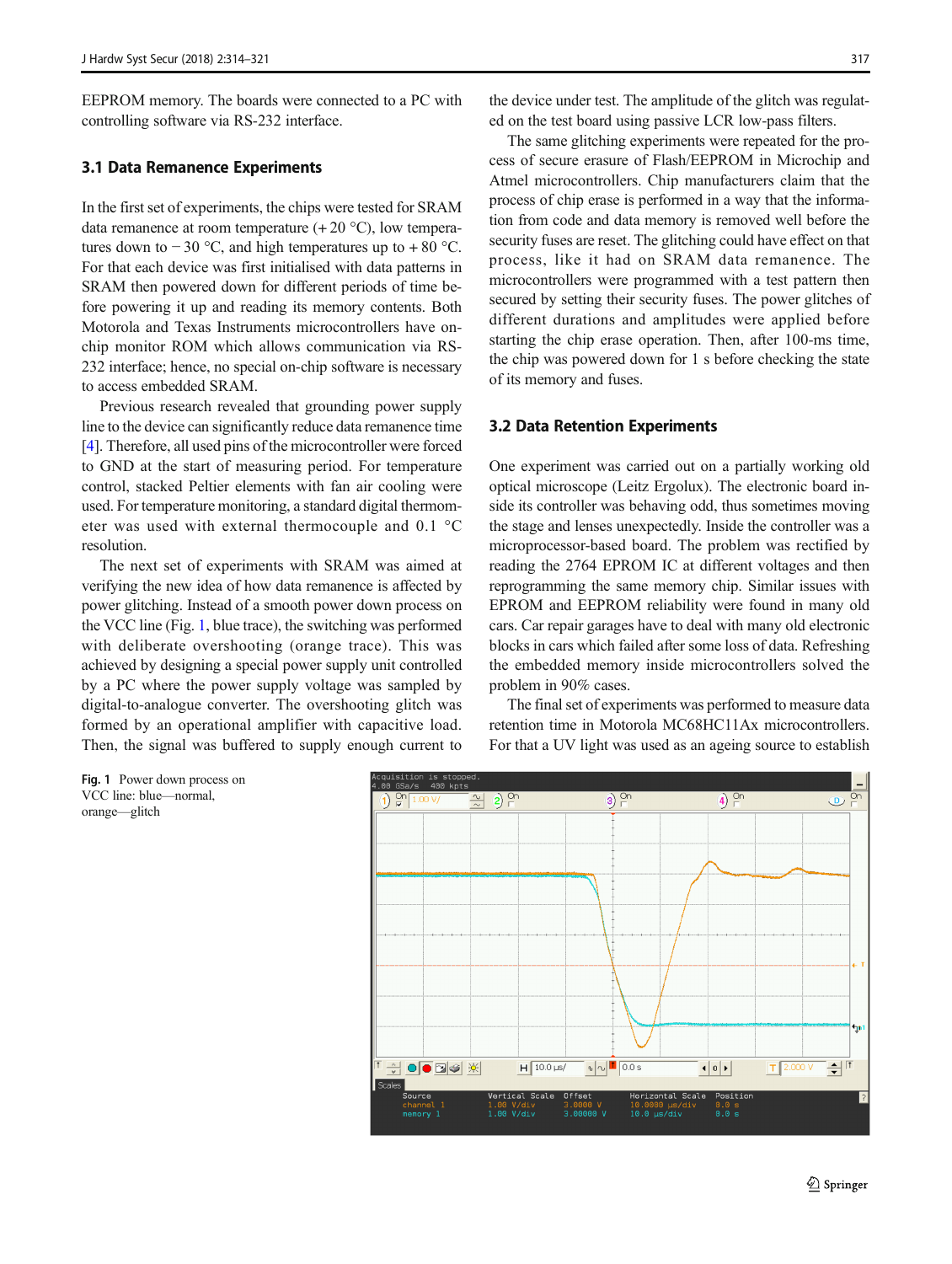EEPROM memory. The boards were connected to a PC with controlling software via RS-232 interface.

### 3.1 Data Remanence Experiments

In the first set of experiments, the chips were tested for SRAM data remanence at room temperature (+ 20 °C), low temperatures down to − 30 °C, and high temperatures up to + 80 °C. For that each device was first initialised with data patterns in SRAM then powered down for different periods of time before powering it up and reading its memory contents. Both Motorola and Texas Instruments microcontrollers have on-chip monitor ROM which allows communication via RS-232 interface; hence, no special on-chip software is necessary to access embedded SRAM.

Previous research revealed that grounding power supply line to the device can significantly reduce data remanence time [4]. Therefore, all used pins of the microcontroller were forced to GND at the start of measuring period. For temperature control, stacked Peltier elements with fan air cooling were used. For temperature monitoring, a standard digital thermometer was used with external thermocouple and 0.1 °C resolution.

The next set of experiments with SRAM was aimed at verifying the new idea of how data remanence is affected by power glitching. Instead of a smooth power down process on the VCC line (Fig. 1, blue trace), the switching was performed with deliberate overshooting (orange trace). This was achieved by designing a special power supply unit controlled by a PC where the power supply voltage was sampled by digital-to-analogue converter. The overshooting glitch was formed by an operational amplifier with capacitive load. Then, the signal was buffered to supply enough current to the device under test. The amplitude of the glitch was regulated on the test board using passive LCR low-pass filters.

The same glitching experiments were repeated for the process of secure erasure of Flash/EEPROM in Microchip and Atmel microcontrollers. Chip manufacturers claim that the process of chip erase is performed in a way that the information from code and data memory is removed well before the security fuses are reset. The glitching could have effect on that process, like it had on SRAM data remanence. The microcontrollers were programmed with a test pattern then secured by setting their security fuses. The power glitches of different durations and amplitudes were applied before starting the chip erase operation. Then, after 100-ms time, the chip was powered down for 1 s before checking the state of its memory and fuses.

### 3.2 Data Retention Experiments

One experiment was carried out on a partially working old optical microscope (Leitz Ergolux). The electronic board inside its controller was behaving odd, thus sometimes moving the stage and lenses unexpectedly. Inside the controller was a microprocessor-based board. The problem was rectified by reading the 2764 EPROM IC at different voltages and then reprogramming the same memory chip. Similar issues with EPROM and EEPROM reliability were found in many old cars. Car repair garages have to deal with many old electronic blocks in cars which failed after some loss of data. Refreshing the embedded memory inside microcontrollers solved the problem in 90% cases.

The final set of experiments was performed to measure data retention time in Motorola MC68HC11Ax microcontrollers. For that a UV light was used as an ageing source to establish

**Fig. 1** Power down process on VCC line: blue—normal, orange—glitch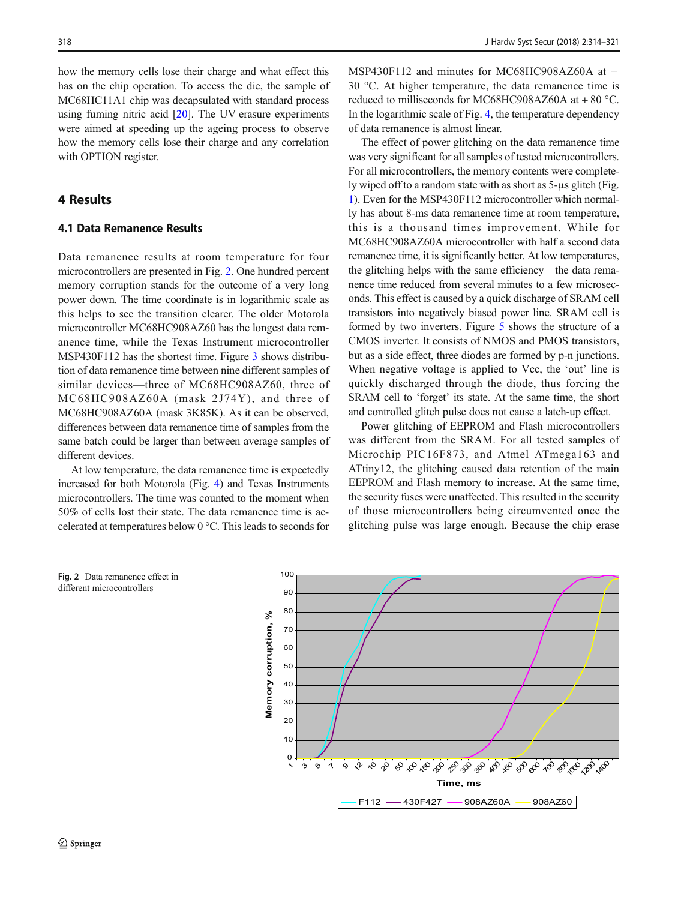how the memory cells lose their charge and what effect this has on the chip operation. To access the die, the sample of MC68HC11A1 chip was decapsulated with standard process using fuming nitric acid [20]. The UV erasure experiments were aimed at speeding up the ageing process to observe how the memory cells lose their charge and any correlation with OPTION register.

## 4 Results

### 4.1 Data Remanence Results

Data remanence results at room temperature for four microcontrollers are presented in Fig. 2. One hundred percent memory corruption stands for the outcome of a very long power down. The time coordinate is in logarithmic scale as this helps to see the transition clearer. The older Motorola microcontroller MC68HC908AZ60 has the longest data remanence time, while the Texas Instrument microcontroller MSP430F112 has the shortest time. Figure 3 shows distribution of data remanence time between nine different samples of similar devices—three of MC68HC908AZ60, three of MC68HC908AZ60A (mask 2J74Y), and three of MC68HC908AZ60A (mask 3K85K). As it can be observed, differences between data remanence time of samples from the same batch could be larger than between average samples of different devices.

At low temperature, the data remanence time is expectedly increased for both Motorola (Fig. 4) and Texas Instruments microcontrollers. The time was counted to the moment when 50% of cells lost their state. The data remanence time is accelerated at temperatures below 0 °C. This leads to seconds for MSP430F112 and minutes for MC68HC908AZ60A at − 30 °C. At higher temperature, the data remanence time is reduced to milliseconds for MC68HC908AZ60A at + 80 °C. In the logarithmic scale of Fig. 4, the temperature dependency of data remanence is almost linear.

The effect of power glitching on the data remanence time was very significant for all samples of tested microcontrollers. For all microcontrollers, the memory contents were completely wiped off to a random state with as short as 5-μs glitch (Fig. 1). Even for the MSP430F112 microcontroller which normally has about 8-ms data remanence time at room temperature, this is a thousand times improvement. While for MC68HC908AZ60A microcontroller with half a second data remanence time, it is significantly better. At low temperatures, the glitching helps with the same efficiency—the data remanence time reduced from several minutes to a few microseconds. This effect is caused by a quick discharge of SRAM cell transistors into negatively biased power line. SRAM cell is formed by two inverters. Figure 5 shows the structure of a CMOS inverter. It consists of NMOS and PMOS transistors, but as a side effect, three diodes are formed by p-n junctions. When negative voltage is applied to Vcc, the 'out' line is quickly discharged through the diode, thus forcing the SRAM cell to 'forget' its state. At the same time, the short and controlled glitch pulse does not cause a latch-up effect.

Power glitching of EEPROM and Flash microcontrollers was different from the SRAM. For all tested samples of Microchip PIC16F873, and Atmel ATmega163 and ATtiny12, the glitching caused data retention of the main EEPROM and Flash memory to increase. At the same time, the security fuses were unaffected. This resulted in the security of those microcontrollers being circumvented once the glitching pulse was large enough. Because the chip erase

**Fig. 2** Data remanence effect in different microcontrollers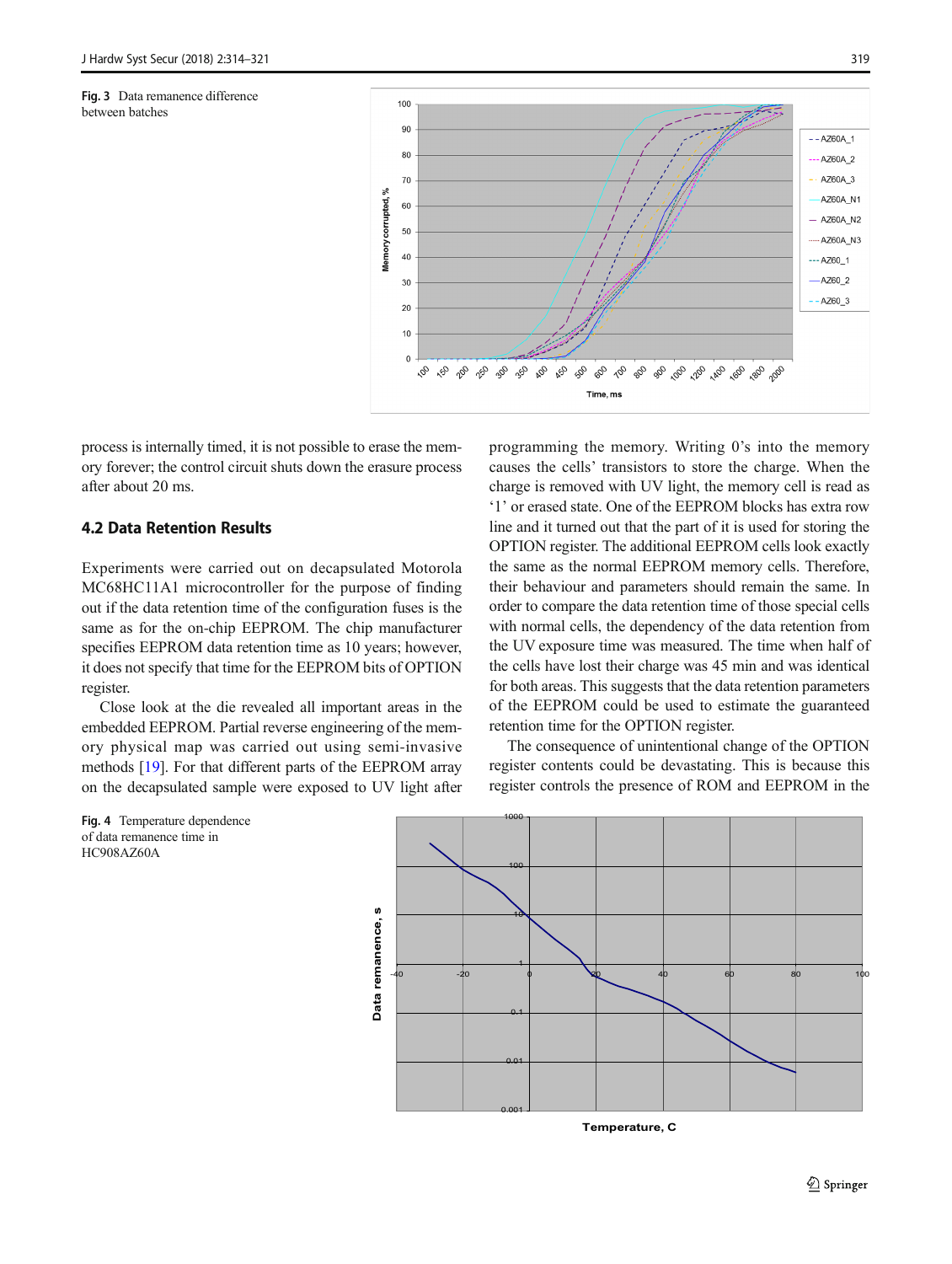Fig. 3 Data remanence difference between batches

Fig. 4 Temperature dependence of data remanence time in HC908AZ60A

process is internally timed, it is not possible to erase the memory forever; the control circuit shuts down the erasure process after about 20 ms.

### 4.2 Data Retention Results

Experiments were carried out on decapsulated Motorola MC68HC11A1 microcontroller for the purpose of finding out if the data retention time of the configuration fuses is the same as for the on-chip EEPROM. The chip manufacturer specifies EEPROM data retention time as 10 years; however, it does not specify that time for the EEPROM bits of OPTION register.

Close look at the die revealed all important areas in the embedded EEPROM. Partial reverse engineering of the memory physical map was carried out using semi-invasive methods [19]. For that different parts of the EEPROM array on the decapsulated sample were exposed to UV light after programming the memory. Writing 0's into the memory causes the cells' transistors to store the charge. When the charge is removed with UV light, the memory cell is read as '1' or erased state. One of the EEPROM blocks has extra row line and it turned out that the part of it is used for storing the OPTION register. The additional EEPROM cells look exactly the same as the normal EEPROM memory cells. Therefore, their behaviour and parameters should remain the same. In order to compare the data retention time of those special cells with normal cells, the dependency of the data retention from the UV exposure time was measured. The time when half of the cells have lost their charge was 45 min and was identical for both areas. This suggests that the data retention parameters of the EEPROM could be used to estimate the guaranteed retention time for the OPTION register.

The consequence of unintentional change of the OPTION register contents could be devastating. This is because this register controls the presence of ROM and EEPROM in the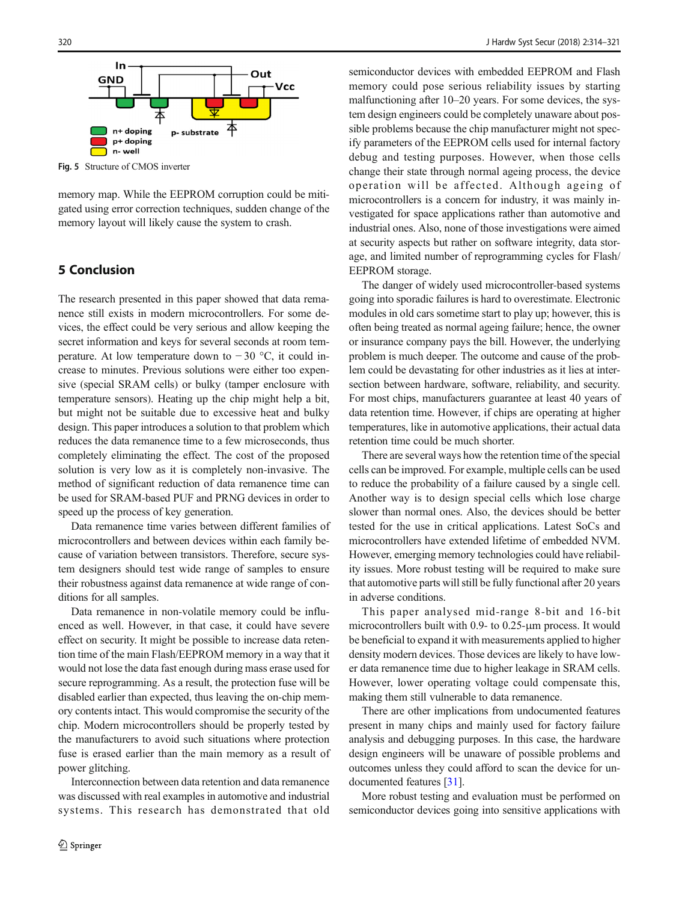Fig. 5 Structure of CMOS inverter

memory map. While the EEPROM corruption could be mitigated using error correction techniques, sudden change of the memory layout will likely cause the system to crash.

## 5 Conclusion

The research presented in this paper showed that data remanence still exists in modern microcontrollers. For some devices, the effect could be very serious and allow keeping the secret information and keys for several seconds at room temperature. At low temperature down to − 30 °C, it could increase to minutes. Previous solutions were either too expensive (special SRAM cells) or bulky (tamper enclosure with temperature sensors). Heating up the chip might help a bit, but might not be suitable due to excessive heat and bulky design. This paper introduces a solution to that problem which reduces the data remanence time to a few microseconds, thus completely eliminating the effect. The cost of the proposed solution is very low as it is completely non-invasive. The method of significant reduction of data remanence time can be used for SRAM-based PUF and PRNG devices in order to speed up the process of key generation.

Data remanence time varies between different families of microcontrollers and between devices within each family because of variation between transistors. Therefore, secure system designers should test wide range of samples to ensure their robustness against data remanence at wide range of conditions for all samples.

Data remanence in non-volatile memory could be influenced as well. However, in that case, it could have severe effect on security. It might be possible to increase data retention time of the main Flash/EEPROM memory in a way that it would not lose the data fast enough during mass erase used for secure reprogramming. As a result, the protection fuse will be disabled earlier than expected, thus leaving the on-chip memory contents intact. This would compromise the security of the chip. Modern microcontrollers should be properly tested by the manufacturers to avoid such situations where protection fuse is erased earlier than the main memory as a result of power glitching.

Interconnection between data retention and data remanence was discussed with real examples in automotive and industrial systems. This research has demonstrated that old semiconductor devices with embedded EEPROM and Flash memory could pose serious reliability issues by starting malfunctioning after 10–20 years. For some devices, the system design engineers could be completely unaware about possible problems because the chip manufacturer might not specify parameters of the EEPROM cells used for internal factory debug and testing purposes. However, when those cells change their state through normal ageing process, the device operation will be affected. Although ageing of microcontrollers is a concern for industry, it was mainly investigated for space applications rather than automotive and industrial ones. Also, none of those investigations were aimed at security aspects but rather on software integrity, data storage, and limited number of reprogramming cycles for Flash/EEPROM storage.

The danger of widely used microcontroller-based systems going into sporadic failures is hard to overestimate. Electronic modules in old cars sometime start to play up; however, this is often being treated as normal ageing failure; hence, the owner or insurance company pays the bill. However, the underlying problem is much deeper. The outcome and cause of the problem could be devastating for other industries as it lies at intersection between hardware, software, reliability, and security. For most chips, manufacturers guarantee at least 40 years of data retention time. However, if chips are operating at higher temperatures, like in automotive applications, their actual data retention time could be much shorter.

There are several ways how the retention time of the special cells can be improved. For example, multiple cells can be used to reduce the probability of a failure caused by a single cell. Another way is to design special cells which lose charge slower than normal ones. Also, the devices should be better tested for the use in critical applications. Latest SoCs and microcontrollers have extended lifetime of embedded NVM. However, emerging memory technologies could have reliability issues. More robust testing will be required to make sure that automotive parts will still be fully functional after 20 years in adverse conditions.

This paper analysed mid-range 8-bit and 16-bit microcontrollers built with 0.9- to 0.25-μm process. It would be beneficial to expand it with measurements applied to higher density modern devices. Those devices are likely to have lower data remanence time due to higher leakage in SRAM cells. However, lower operating voltage could compensate this, making them still vulnerable to data remanence.

There are other implications from undocumented features present in many chips and mainly used for factory failure analysis and debugging purposes. In this case, the hardware design engineers will be unaware of possible problems and outcomes unless they could afford to scan the device for undocumented features [31].

More robust testing and evaluation must be performed on semiconductor devices going into sensitive applications with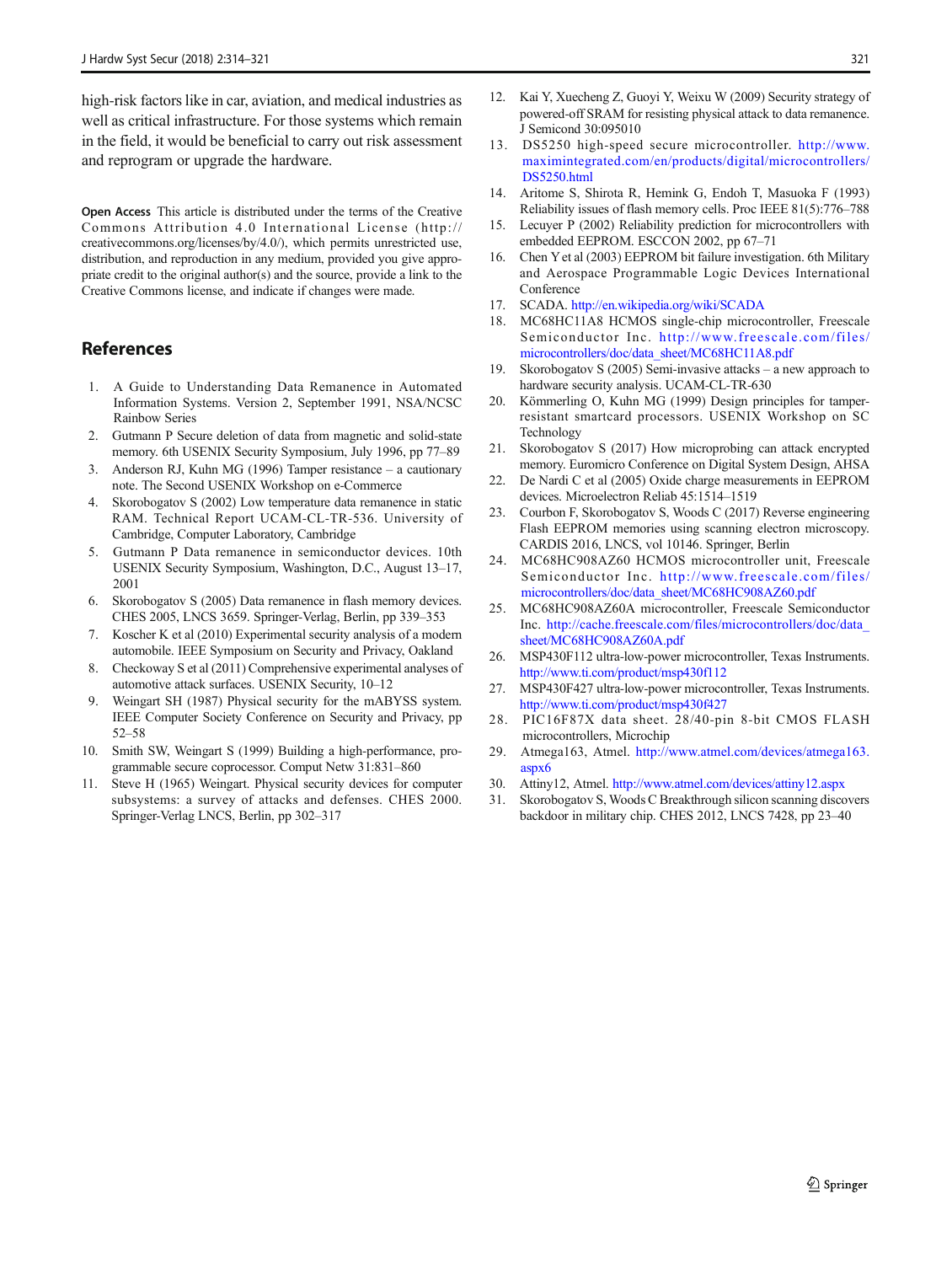high-risk factors like in car, aviation, and medical industries as well as critical infrastructure. For those systems which remain in the field, it would be beneficial to carry out risk assessment and reprogram or upgrade the hardware.

**Open Access** This article is distributed under the terms of the Creative Commons Attribution 4.0 International License (http://creativecommons.org/licenses/by/4.0/), which permits unrestricted use, distribution, and reproduction in any medium, provided you give appropriate credit to the original author(s) and the source, provide a link to the Creative Commons license, and indicate if changes were made.

## References

1. A Guide to Understanding Data Remanence in Automated Information Systems. Version 2, September 1991, NSA/NCSC Rainbow Series
2. Gutmann P Secure deletion of data from magnetic and solid-state memory. 6th USENIX Security Symposium, July 1996, pp 77–89
3. Anderson RJ, Kuhn MG (1996) Tamper resistance – a cautionary note. The Second USENIX Workshop on e-Commerce
4. Skorobogatov S (2002) Low temperature data remanence in static RAM. Technical Report UCAM-CL-TR-536. University of Cambridge, Computer Laboratory, Cambridge
5. Gutmann P Data remanence in semiconductor devices. 10th USENIX Security Symposium, Washington, D.C., August 13–17, 2001
6. Skorobogatov S (2005) Data remanence in flash memory devices. CHES 2005, LNCS 3659. Springer-Verlag, Berlin, pp 339–353
7. Koscher K et al (2010) Experimental security analysis of a modern automobile. IEEE Symposium on Security and Privacy, Oakland
8. Checkoway S et al (2011) Comprehensive experimental analyses of automotive attack surfaces. USENIX Security, 10–12
9. Weingart SH (1987) Physical security for the mABYSS system. IEEE Computer Society Conference on Security and Privacy, pp 52–58
10. Smith SW, Weingart S (1999) Building a high-performance, programmable secure coprocessor. Comput Netw 31:831–860
11. Steve H (1965) Weingart. Physical security devices for computer subsystems: a survey of attacks and defenses. CHES 2000. Springer-Verlag LNCS, Berlin, pp 302–317
12. Kai Y, Xuecheng Z, Guoyi Y, Weixu W (2009) Security strategy of powered-off SRAM for resisting physical attack to data remanence. J Semicond 30:095010
13. DS5250 high-speed secure microcontroller. http://www.maximintegrated.com/en/products/digital/microcontrollers/DS5250.html
14. Aritome S, Shirota R, Hemink G, Endoh T, Masuoka F (1993) Reliability issues of flash memory cells. Proc IEEE 81(5):776–788
15. Lecuyer P (2002) Reliability prediction for microcontrollers with embedded EEPROM. ESCCON 2002, pp 67–71
16. Chen Y et al (2003) EEPROM bit failure investigation. 6th Military and Aerospace Programmable Logic Devices International Conference
17. SCADA. http://en.wikipedia.org/wiki/SCADA
18. MC68HC11A8 HCMOS single-chip microcontroller, Freescale Semiconductor Inc. http://www.freescale.com/files/microcontrollers/doc/data_sheet/MC68HC11A8.pdf
19. Skorobogatov S (2005) Semi-invasive attacks – a new approach to hardware security analysis. UCAM-CL-TR-630
20. Kömmerling O, Kuhn MG (1999) Design principles for tamper-resistant smartcard processors. USENIX Workshop on SC Technology
21. Skorobogatov S (2017) How microprobing can attack encrypted memory. Euromicro Conference on Digital System Design, AHSA
22. De Nardi C et al (2005) Oxide charge measurements in EEPROM devices. Microelectron Reliab 45:1514–1519
23. Courbon F, Skorobogatov S, Woods C (2017) Reverse engineering Flash EEPROM memories using scanning electron microscopy. CARDIS 2016, LNCS, vol 10146. Springer, Berlin
24. MC68HC908AZ60 HCMOS microcontroller unit, Freescale Semiconductor Inc. http://www.freescale.com/files/microcontrollers/doc/data_sheet/MC68HC908AZ60.pdf
25. MC68HC908AZ60A microcontroller, Freescale Semiconductor Inc. http://cache.freescale.com/files/microcontrollers/doc/data_sheet/MC68HC908AZ60A.pdf
26. MSP430F112 ultra-low-power microcontroller, Texas Instruments. http://www.ti.com/product/msp430f112
27. MSP430F427 ultra-low-power microcontroller, Texas Instruments. http://www.ti.com/product/msp430f427
28. PIC16F87X data sheet. 28/40-pin 8-bit CMOS FLASH microcontrollers, Microchip
29. Atmega163, Atmel. http://www.atmel.com/devices/atmega163.aspx6
30. Attiny12, Atmel. http://www.atmel.com/devices/attiny12.aspx
31. Skorobogatov S, Woods C Breakthrough silicon scanning discovers backdoor in military chip. CHES 2012, LNCS 7428, pp 23–40